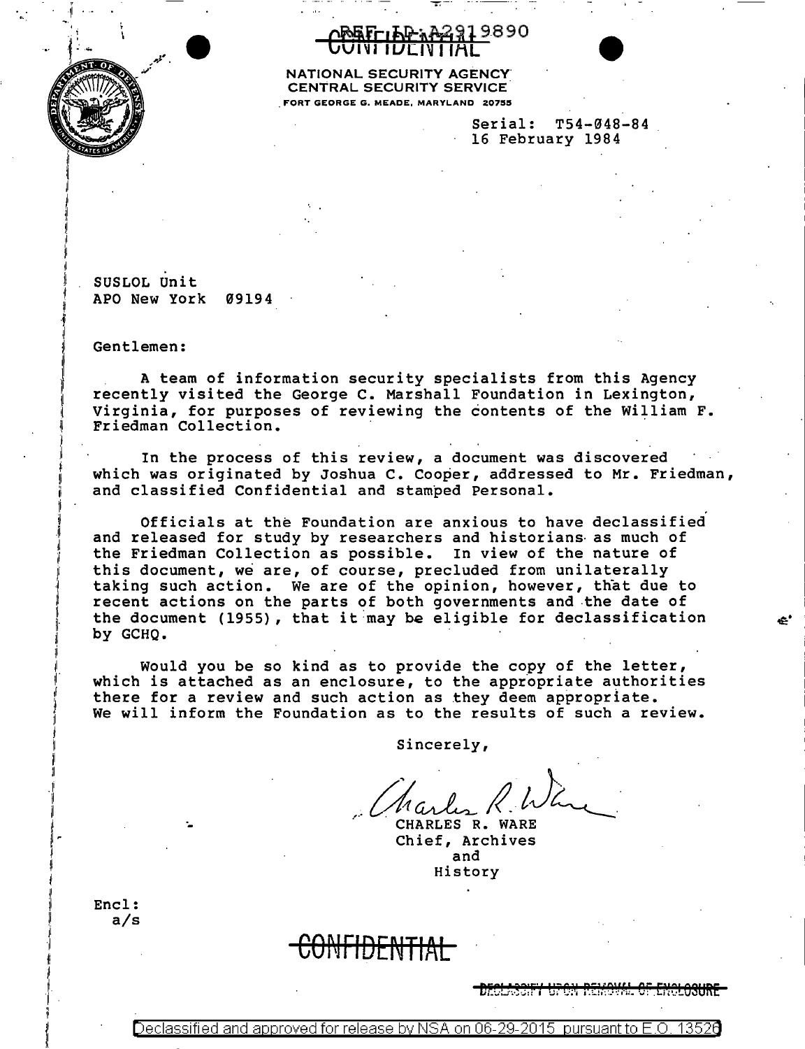REF ID:A2919890

CONFIDENTIAL

NATIONAL SECURITY AGENCY
CENTRAL SECURITY SERVICE
FORT GEORGE G. MEADE, MARYLAND 20755

Serial: T54-048-84
16 February 1984

SUSLOL Unit
APO New York 09194

Gentlemen:

A team of information security specialists from this Agency recently visited the George C. Marshall Foundation in Lexington, Virginia, for purposes of reviewing the contents of the William F. Friedman Collection.

In the process of this review, a document was discovered which was originated by Joshua C. Cooper, addressed to Mr. Friedman, and classified Confidential and stamped Personal.

Officials at the Foundation are anxious to have declassified and released for study by researchers and historians as much of the Friedman Collection as possible. In view of the nature of this document, we are, of course, precluded from unilaterally taking such action. We are of the opinion, however, that due to recent actions on the parts of both governments and the date of the document (1955), that it may be eligible for declassification by GCHQ.

Would you be so kind as to provide the copy of the letter, which is attached as an enclosure, to the appropriate authorities there for a review and such action as they deem appropriate. We will inform the Foundation as to the results of such a review.

Sincerely,

Charles R. Ware

CHARLES R. WARE
Chief, Archives
and
History

Encl:
a/s

CONFIDENTIAL

DECLASSIFY UPON REMOVAL OF ENCLOSURE

Declassified and approved for release by NSA on 06-29-2015 pursuant to E.O. 13526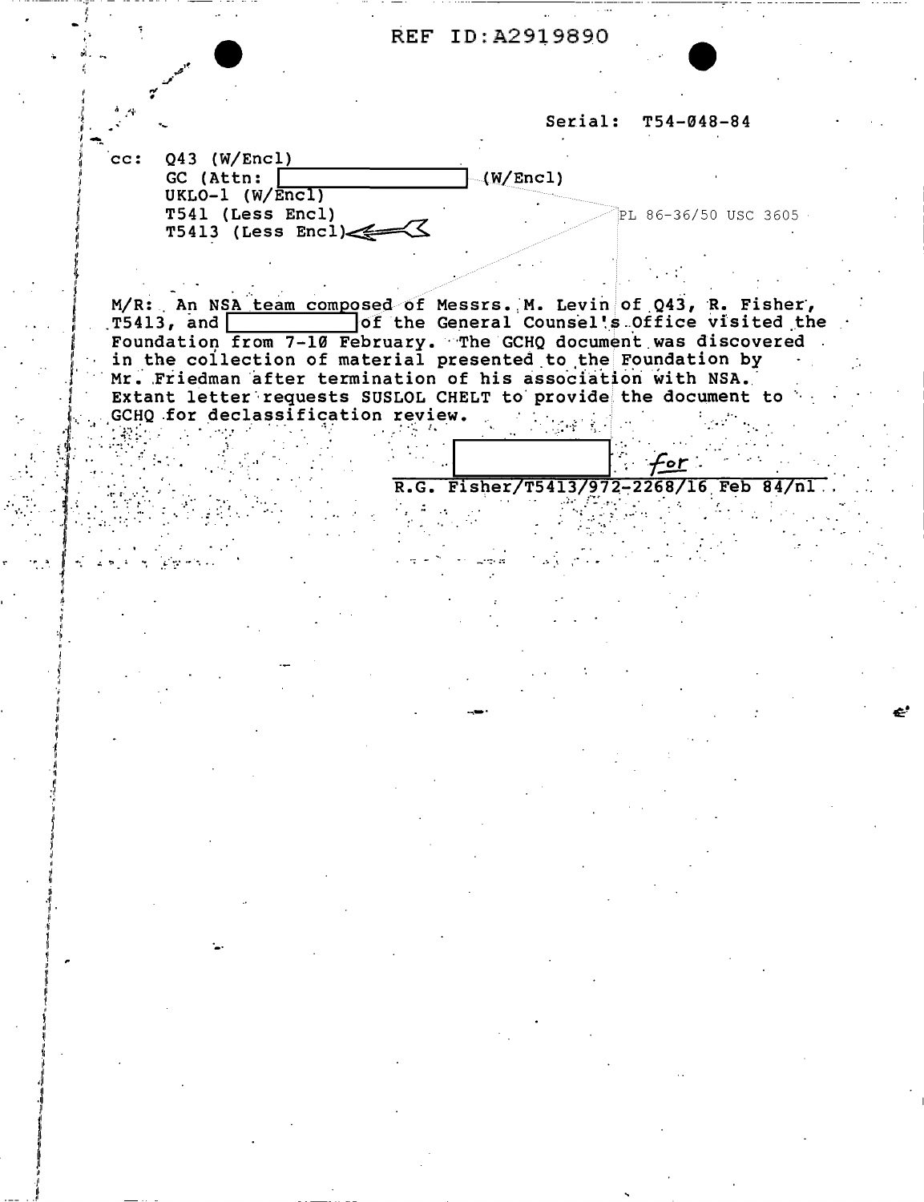REF ID:A2919890

Serial: T54-048-84

cc: Q43 (W/Encl)
GC (Attn: [redacted] ) (W/Encl)
UKLO-1 (W/Encl)
T541 (Less Encl)
T5413 (Less Encl)

PL 86-36/50 USC 3605

M/R: An NSA team composed of Messrs. M. Levin of Q43, R. Fisher, T5413, and [redacted] of the General Counsel's Office visited the Foundation from 7-10 February. The GCHQ document was discovered in the collection of material presented to the Foundation by Mr. Friedman after termination of his association with NSA. Extant letter requests SUSLOL CHELT to provide the document to GCHQ for declassification review.

[redacted] for
R.G. Fisher/T5413/972-2268/16 Feb 84/nl